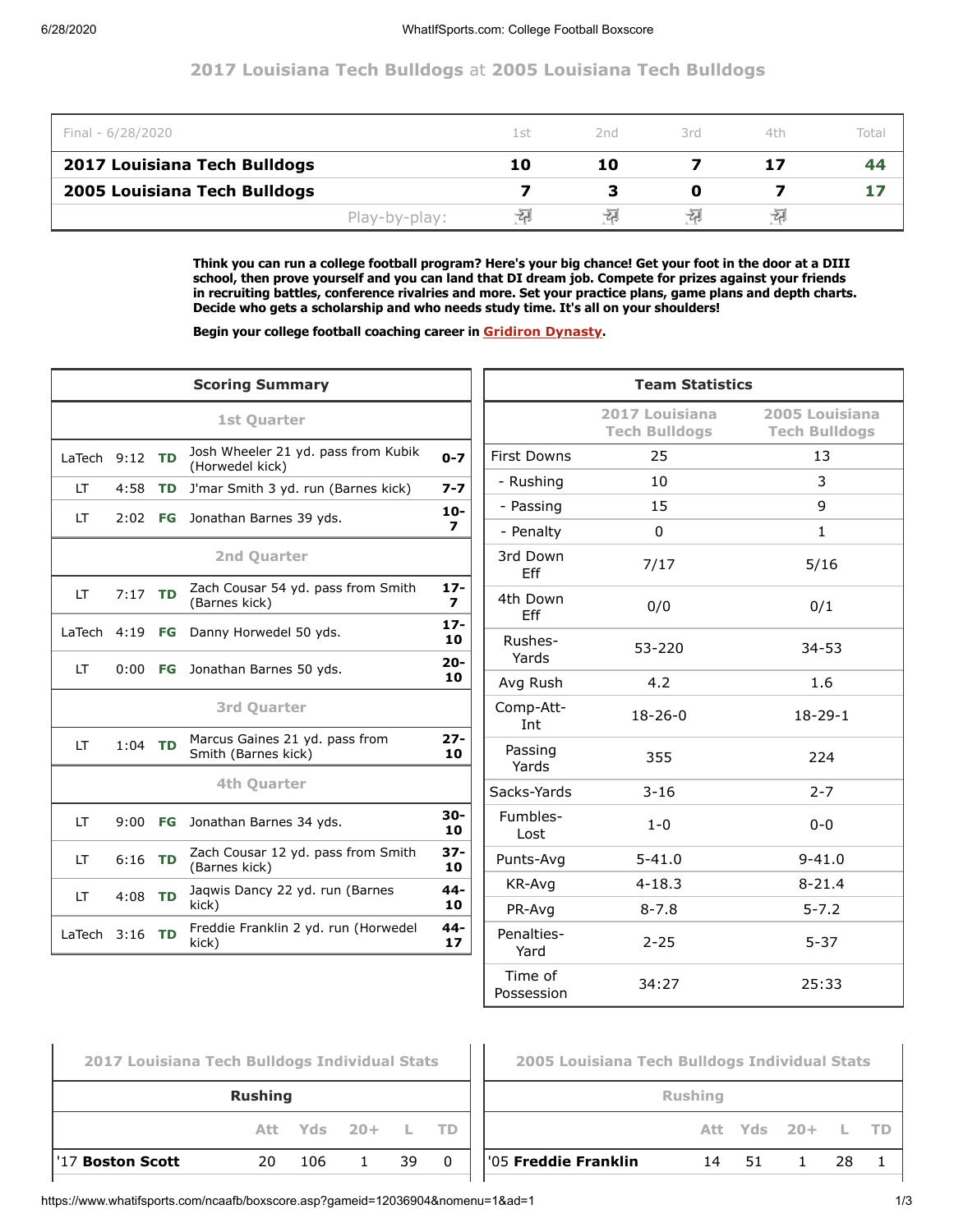# 2017 Louisiana Tech Bulldogs at 2005 Louisiana Tech Bulldogs

| Final - 6/28/2020 | 1st | 2nd | 3rd | 4th | Total |
|---|---|---|---|---|---|
| **2017 Louisiana Tech Bulldogs** | 10 | 10 | 7 | 17 | 44 |
| **2005 Louisiana Tech Bulldogs** | 7 | 3 | 0 | 7 | 17 |
| Play-by-play: | | | | | |

**Think you can run a college football program? Here's your big chance! Get your foot in the door at a DIII school, then prove yourself and you can land that DI dream job. Compete for prizes against your friends in recruiting battles, conference rivalries and more. Set your practice plans, game plans and depth charts. Decide who gets a scholarship and who needs study time. It's all on your shoulders!**

**Begin your college football coaching career in Gridiron Dynasty.**

## Scoring Summary

| Team | Time | Type | Play | Score |
|---|---|---|---|---|
| **1st Quarter** | | | | |
| LaTech | 9:12 | TD | Josh Wheeler 21 yd. pass from Kubik (Horwedel kick) | 0-7 |
| LT | 4:58 | TD | J'mar Smith 3 yd. run (Barnes kick) | 7-7 |
| LT | 2:02 | FG | Jonathan Barnes 39 yds. | 10-7 |
| **2nd Quarter** | | | | |
| LT | 7:17 | TD | Zach Cousar 54 yd. pass from Smith (Barnes kick) | 17-7 |
| LaTech | 4:19 | FG | Danny Horwedel 50 yds. | 17-10 |
| LT | 0:00 | FG | Jonathan Barnes 50 yds. | 20-10 |
| **3rd Quarter** | | | | |
| LT | 1:04 | TD | Marcus Gaines 21 yd. pass from Smith (Barnes kick) | 27-10 |
| **4th Quarter** | | | | |
| LT | 9:00 | FG | Jonathan Barnes 34 yds. | 30-10 |
| LT | 6:16 | TD | Zach Cousar 12 yd. pass from Smith (Barnes kick) | 37-10 |
| LT | 4:08 | TD | Jaqwis Dancy 22 yd. run (Barnes kick) | 44-10 |
| LaTech | 3:16 | TD | Freddie Franklin 2 yd. run (Horwedel kick) | 44-17 |

## Team Statistics

| | 2017 Louisiana Tech Bulldogs | 2005 Louisiana Tech Bulldogs |
|---|---|---|
| First Downs | 25 | 13 |
| - Rushing | 10 | 3 |
| - Passing | 15 | 9 |
| - Penalty | 0 | 1 |
| 3rd Down Eff | 7/17 | 5/16 |
| 4th Down Eff | 0/0 | 0/1 |
| Rushes-Yards | 53-220 | 34-53 |
| Avg Rush | 4.2 | 1.6 |
| Comp-Att-Int | 18-26-0 | 18-29-1 |
| Passing Yards | 355 | 224 |
| Sacks-Yards | 3-16 | 2-7 |
| Fumbles-Lost | 1-0 | 0-0 |
| Punts-Avg | 5-41.0 | 9-41.0 |
| KR-Avg | 4-18.3 | 8-21.4 |
| PR-Avg | 8-7.8 | 5-7.2 |
| Penalties-Yard | 2-25 | 5-37 |
| Time of Possession | 34:27 | 25:33 |

## 2017 Louisiana Tech Bulldogs Individual Stats

### Rushing

| | Att | Yds | 20+ | L | TD |
|---|---|---|---|---|---|
| '17 **Boston Scott** | 20 | 106 | 1 | 39 | 0 |

## 2005 Louisiana Tech Bulldogs Individual Stats

### Rushing

| | Att | Yds | 20+ | L | TD |
|---|---|---|---|---|---|
| '05 **Freddie Franklin** | 14 | 51 | 1 | 28 | 1 |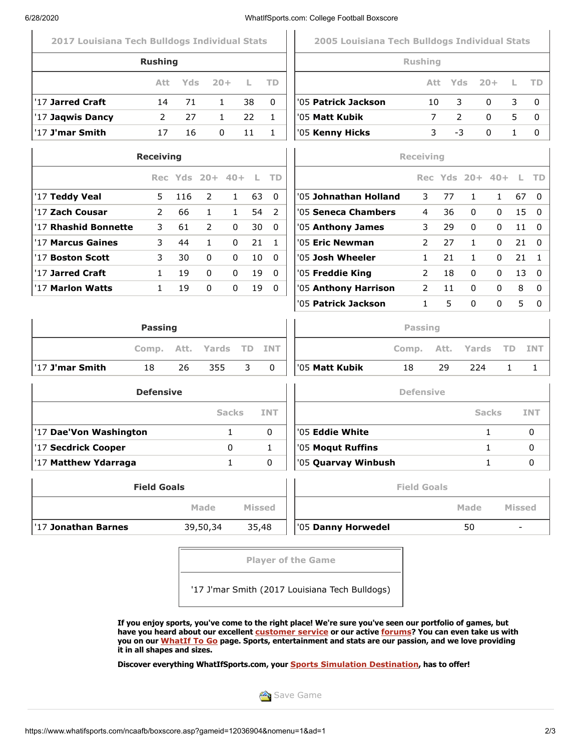## 2017 Louisiana Tech Bulldogs Individual Stats

### Rushing

| | Att | Yds | 20+ | L | TD |
|---|---|---|---|---|---|
| '17 **Jarred Craft** | 14 | 71 | 1 | 38 | 0 |
| '17 **Jaqwis Dancy** | 2 | 27 | 1 | 22 | 1 |
| '17 **J'mar Smith** | 17 | 16 | 0 | 11 | 1 |

### Receiving

| | Rec | Yds | 20+ | 40+ | L | TD |
|---|---|---|---|---|---|---|
| '17 **Teddy Veal** | 5 | 116 | 2 | 1 | 63 | 0 |
| '17 **Zach Cousar** | 2 | 66 | 1 | 1 | 54 | 2 |
| '17 **Rhashid Bonnette** | 3 | 61 | 2 | 0 | 30 | 0 |
| '17 **Marcus Gaines** | 3 | 44 | 1 | 0 | 21 | 1 |
| '17 **Boston Scott** | 3 | 30 | 0 | 0 | 10 | 0 |
| '17 **Jarred Craft** | 1 | 19 | 0 | 0 | 19 | 0 |
| '17 **Marlon Watts** | 1 | 19 | 0 | 0 | 19 | 0 |

### Passing

| | Comp. | Att. | Yards | TD | INT |
|---|---|---|---|---|---|
| '17 **J'mar Smith** | 18 | 26 | 355 | 3 | 0 |

### Defensive

| | Sacks | INT |
|---|---|---|
| '17 **Dae'Von Washington** | 1 | 0 |
| '17 **Secdrick Cooper** | 0 | 1 |
| '17 **Matthew Ydarraga** | 1 | 0 |

### Field Goals

| | Made | Missed |
|---|---|---|
| '17 **Jonathan Barnes** | 39,50,34 | 35,48 |

## 2005 Louisiana Tech Bulldogs Individual Stats

### Rushing

| | Att | Yds | 20+ | L | TD |
|---|---|---|---|---|---|
| '05 **Patrick Jackson** | 10 | 3 | 0 | 3 | 0 |
| '05 **Matt Kubik** | 7 | 2 | 0 | 5 | 0 |
| '05 **Kenny Hicks** | 3 | -3 | 0 | 1 | 0 |

### Receiving

| | Rec | Yds | 20+ | 40+ | L | TD |
|---|---|---|---|---|---|---|
| '05 **Johnathan Holland** | 3 | 77 | 1 | 1 | 67 | 0 |
| '05 **Seneca Chambers** | 4 | 36 | 0 | 0 | 15 | 0 |
| '05 **Anthony James** | 3 | 29 | 0 | 0 | 11 | 0 |
| '05 **Eric Newman** | 2 | 27 | 1 | 0 | 21 | 0 |
| '05 **Josh Wheeler** | 1 | 21 | 1 | 0 | 21 | 1 |
| '05 **Freddie King** | 2 | 18 | 0 | 0 | 13 | 0 |
| '05 **Anthony Harrison** | 2 | 11 | 0 | 0 | 8 | 0 |
| '05 **Patrick Jackson** | 1 | 5 | 0 | 0 | 5 | 0 |

### Passing

| | Comp. | Att. | Yards | TD | INT |
|---|---|---|---|---|---|
| '05 **Matt Kubik** | 18 | 29 | 224 | 1 | 1 |

### Defensive

| | Sacks | INT |
|---|---|---|
| '05 **Eddie White** | 1 | 0 |
| '05 **Moqut Ruffins** | 1 | 0 |
| '05 **Quarvay Winbush** | 1 | 0 |

### Field Goals

| | Made | Missed |
|---|---|---|
| '05 **Danny Horwedel** | 50 | - |

### Player of the Game

'17 J'mar Smith (2017 Louisiana Tech Bulldogs)

**If you enjoy sports, you've come to the right place! We're sure you've seen our portfolio of games, but have you heard about our excellent customer service or our active forums? You can even take us with you on our WhatIf To Go page. Sports, entertainment and stats are our passion, and we love providing it in all shapes and sizes.**

**Discover everything WhatIfSports.com, your Sports Simulation Destination, has to offer!**

Save Game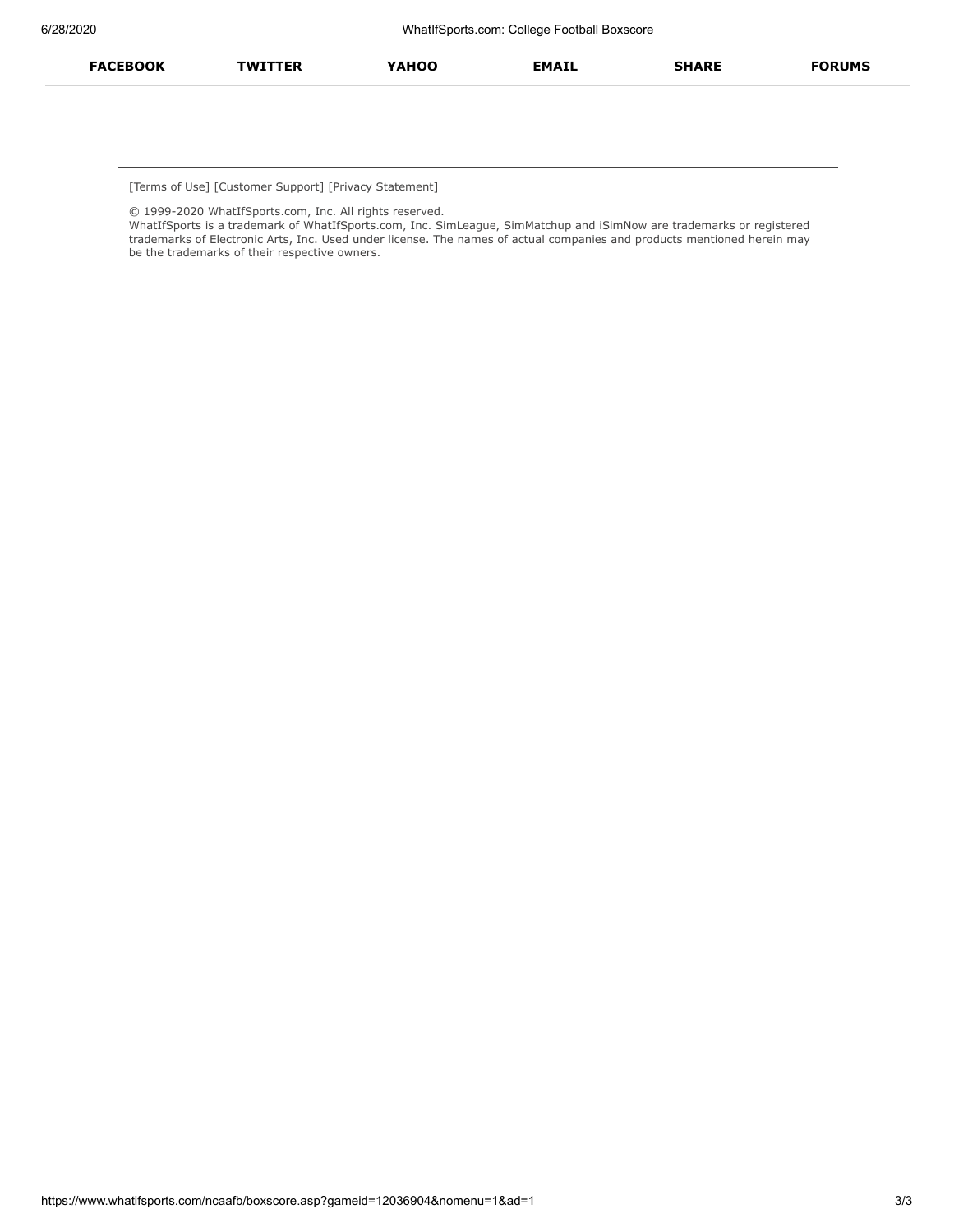**FACEBOOK** **TWITTER** **YAHOO** **EMAIL** **SHARE** **FORUMS**

---

[Terms of Use] [Customer Support] [Privacy Statement]

© 1999-2020 WhatIfSports.com, Inc. All rights reserved.
WhatIfSports is a trademark of WhatIfSports.com, Inc. SimLeague, SimMatchup and iSimNow are trademarks or registered trademarks of Electronic Arts, Inc. Used under license. The names of actual companies and products mentioned herein may be the trademarks of their respective owners.